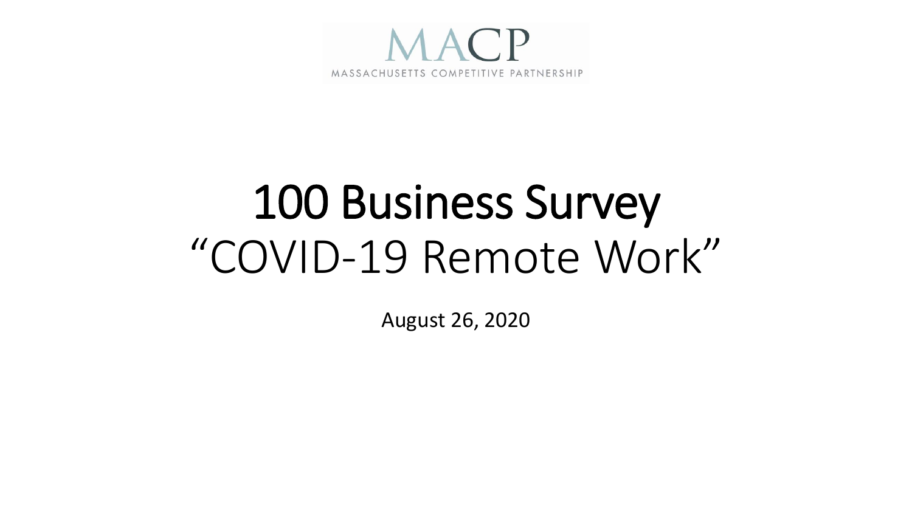MACP

MASSACHUSETTS COMPETITIVE PARTNERSHIP

# 100 Business Survey

## "COVID-19 Remote Work"

August 26, 2020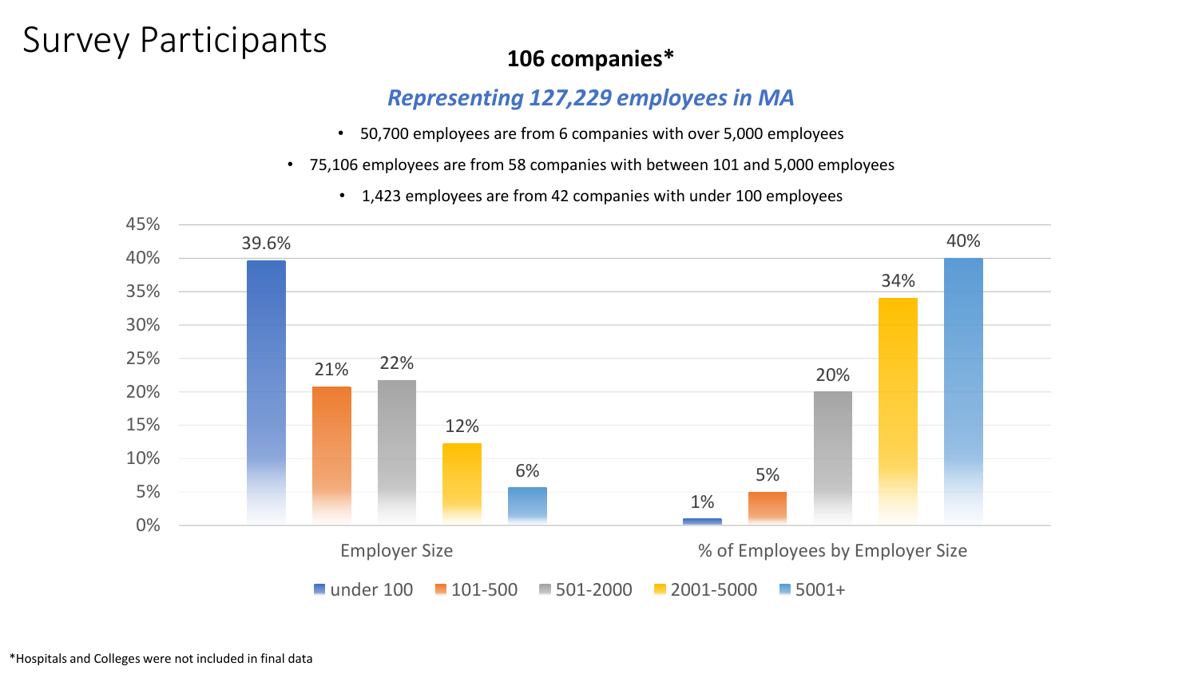# Survey Participants

**106 companies***

***Representing 127,229 employees in MA***

- 50,700 employees are from 6 companies with over 5,000 employees
- 75,106 employees are from 58 companies with between 101 and 5,000 employees
- 1,423 employees are from 42 companies with under 100 employees

| | under 100 | 101-500 | 501-2000 | 2001-5000 | 5001+ |
|---|---|---|---|---|---|
| Employer Size | 39.6% | 21% | 22% | 12% | 6% |
| % of Employees by Employer Size | 1% | 5% | 20% | 34% | 40% |

*Hospitals and Colleges were not included in final data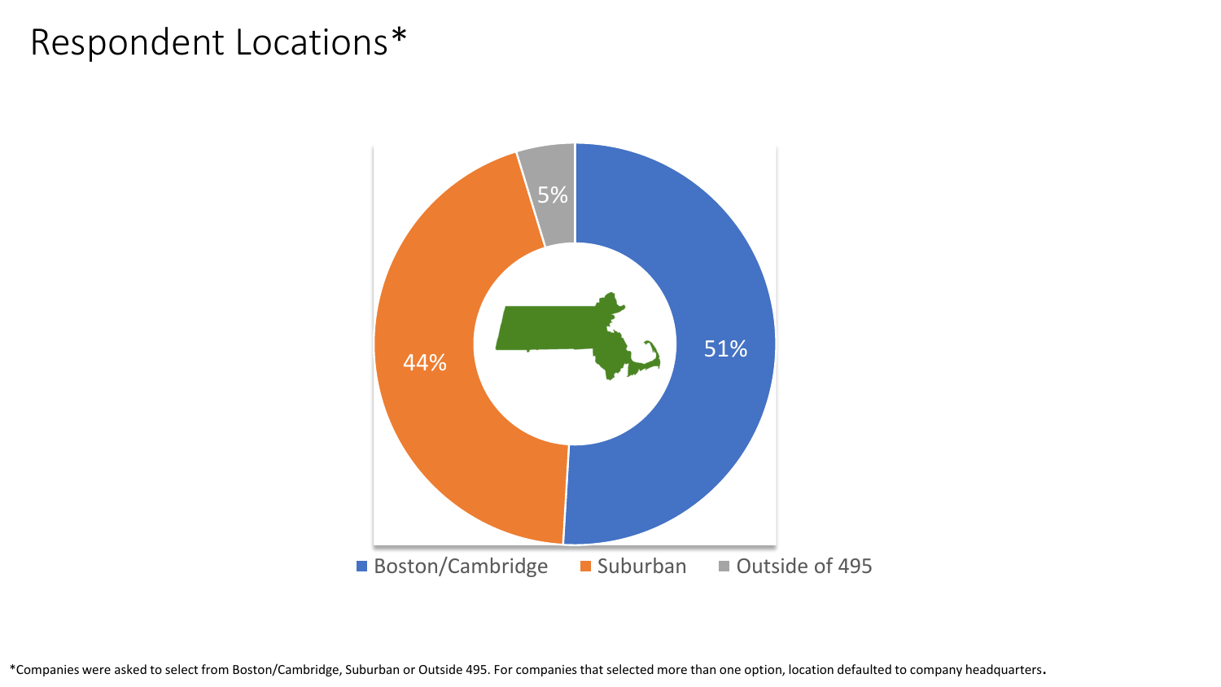# Respondent Locations*

| Location | Percentage |
| --- | --- |
| Boston/Cambridge | 51% |
| Suburban | 44% |
| Outside of 495 | 5% |

*Companies were asked to select from Boston/Cambridge, Suburban or Outside 495. For companies that selected more than one option, location defaulted to company headquarters.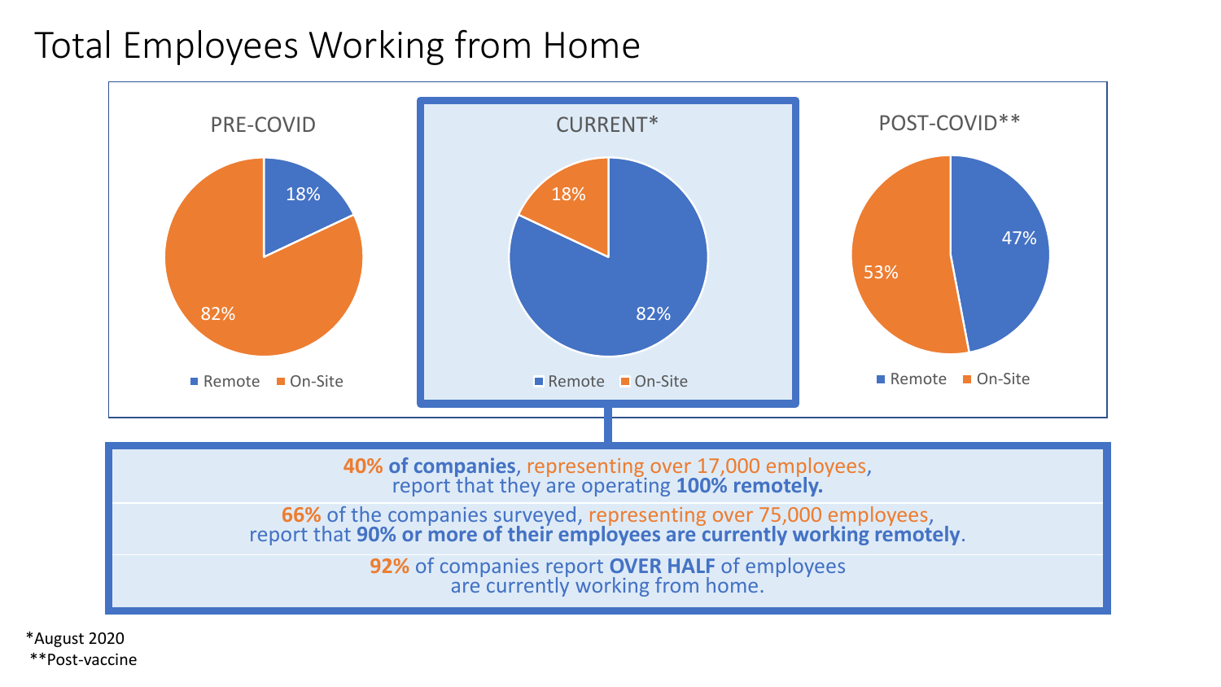# Total Employees Working from Home

| | PRE-COVID | CURRENT* | POST-COVID** |
| --- | --- | --- | --- |
| Remote | 18% | 82% | 47% |
| On-Site | 82% | 18% | 53% |

**40% of companies**, representing over 17,000 employees, report that they are operating **100% remotely.**

**66%** of the companies surveyed, representing over 75,000 employees, report that **90% or more of their employees are currently working remotely**.

**92%** of companies report **OVER HALF** of employees are currently working from home.

*August 2020
**Post-vaccine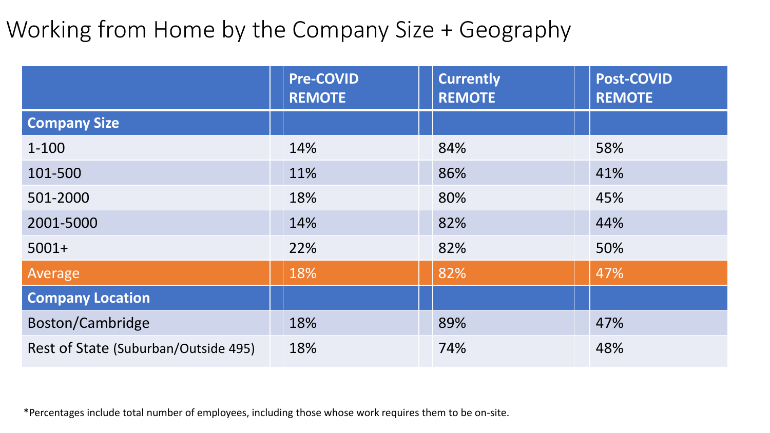# Working from Home by the Company Size + Geography

| | Pre-COVID REMOTE | Currently REMOTE | Post-COVID REMOTE |
|---|---|---|---|
| **Company Size** | | | |
| 1-100 | 14% | 84% | 58% |
| 101-500 | 11% | 86% | 41% |
| 501-2000 | 18% | 80% | 45% |
| 2001-5000 | 14% | 82% | 44% |
| 5001+ | 22% | 82% | 50% |
| Average | 18% | 82% | 47% |
| **Company Location** | | | |
| Boston/Cambridge | 18% | 89% | 47% |
| Rest of State (Suburban/Outside 495) | 18% | 74% | 48% |

*Percentages include total number of employees, including those whose work requires them to be on-site.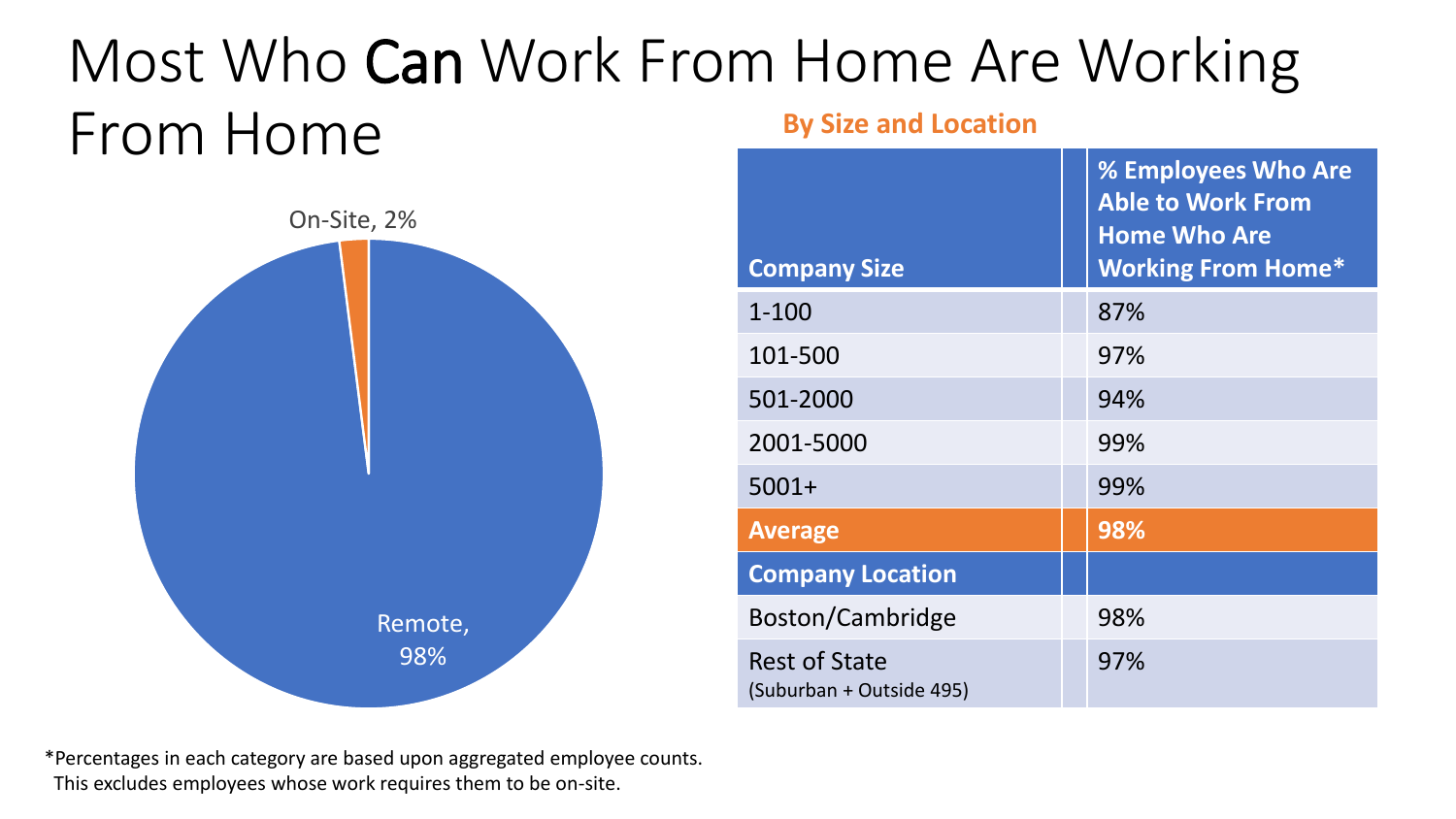# Most Who **Can** Work From Home Are Working From Home

On-Site, 2%

Remote, 98%

**By Size and Location**

| Company Size | % Employees Who Are Able to Work From Home Who Are Working From Home* |
|---|---|
| 1-100 | 87% |
| 101-500 | 97% |
| 501-2000 | 94% |
| 2001-5000 | 99% |
| 5001+ | 99% |
| **Average** | **98%** |
| **Company Location** | |
| Boston/Cambridge | 98% |
| Rest of State (Suburban + Outside 495) | 97% |

*Percentages in each category are based upon aggregated employee counts. This excludes employees whose work requires them to be on-site.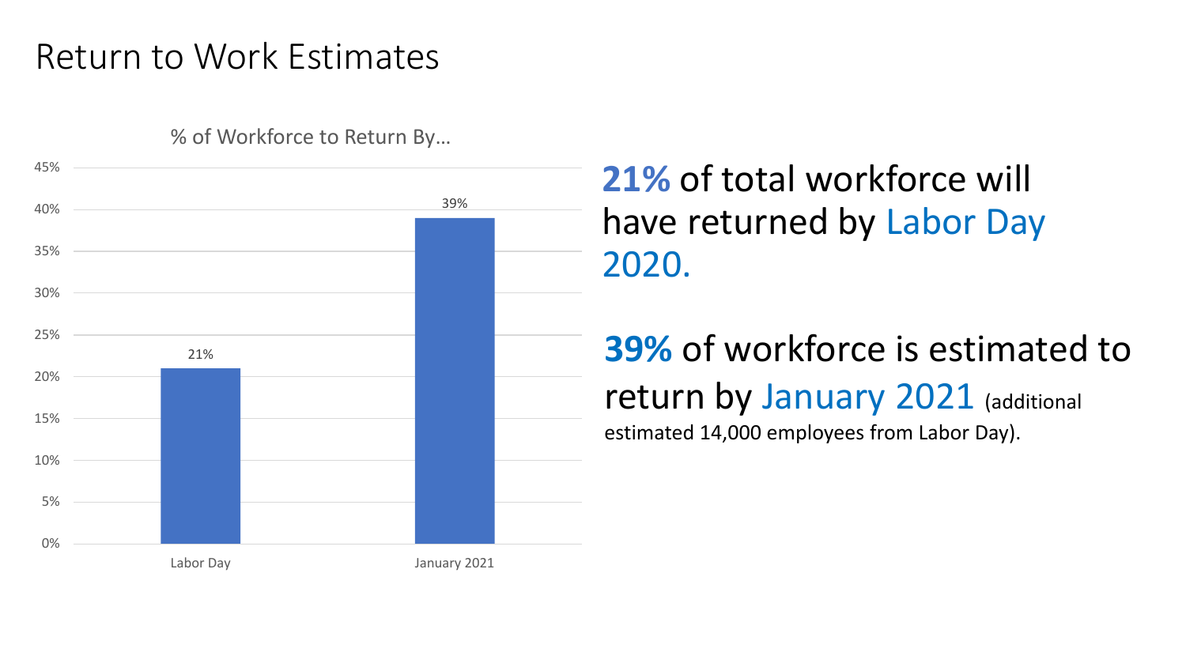# Return to Work Estimates

% of Workforce to Return By…

| | % of Workforce |
| --- | --- |
| Labor Day | 21% |
| January 2021 | 39% |

**21%** of total workforce will have returned by Labor Day 2020.

**39%** of workforce is estimated to return by January 2021 (additional estimated 14,000 employees from Labor Day).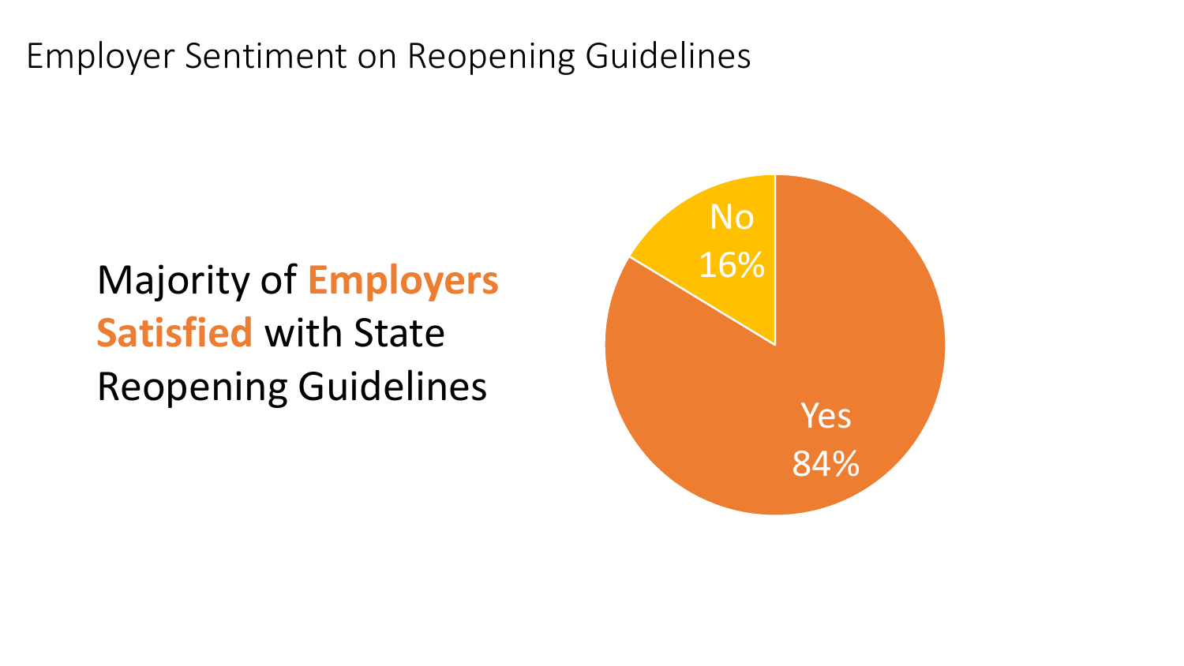# Employer Sentiment on Reopening Guidelines

Majority of **Employers Satisfied** with State Reopening Guidelines

No 16%

Yes 84%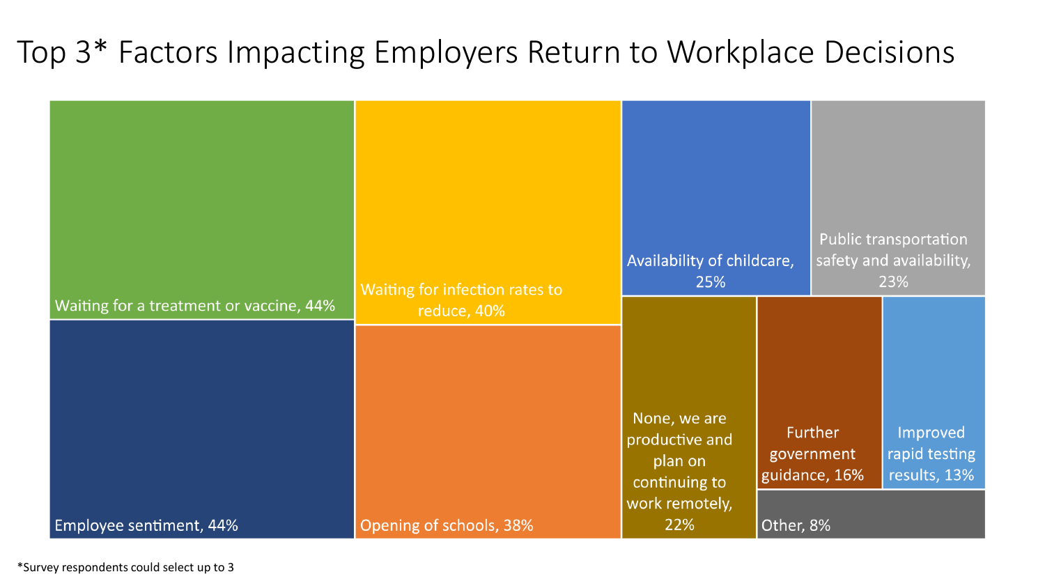# Top 3* Factors Impacting Employers Return to Workplace Decisions

| Factor | Percentage |
|---|---|
| Waiting for a treatment or vaccine | 44% |
| Employee sentiment | 44% |
| Waiting for infection rates to reduce | 40% |
| Opening of schools | 38% |
| Availability of childcare | 25% |
| Public transportation safety and availability | 23% |
| None, we are productive and plan on continuing to work remotely | 22% |
| Further government guidance | 16% |
| Improved rapid testing results | 13% |
| Other | 8% |

*Survey respondents could select up to 3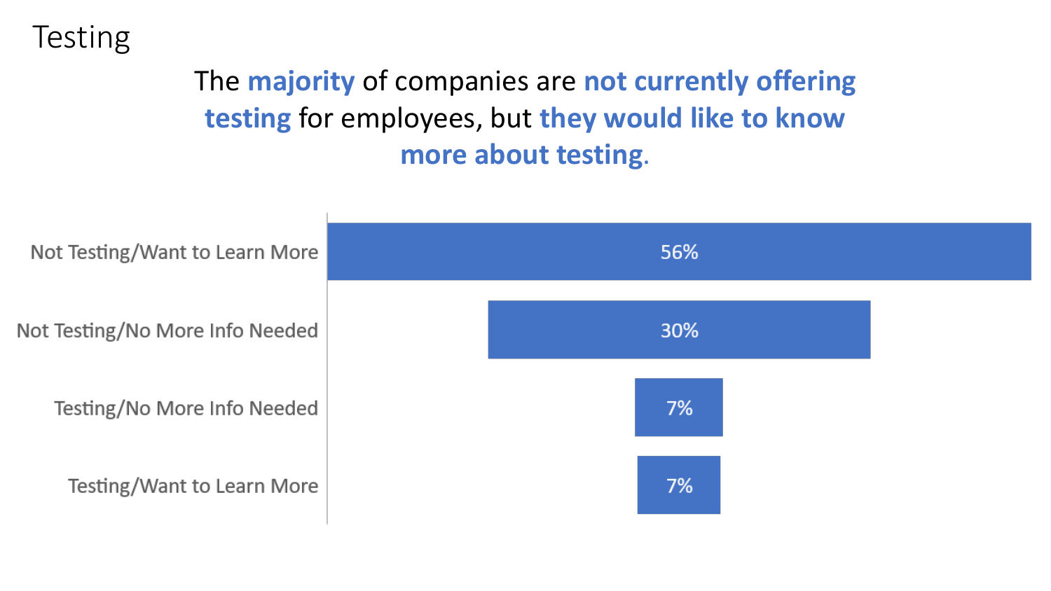# Testing

## The **majority** of companies are **not currently offering testing** for employees, but **they would like to know more about testing**.

| Category | Percentage |
| --- | --- |
| Not Testing/Want to Learn More | 56% |
| Not Testing/No More Info Needed | 30% |
| Testing/No More Info Needed | 7% |
| Testing/Want to Learn More | 7% |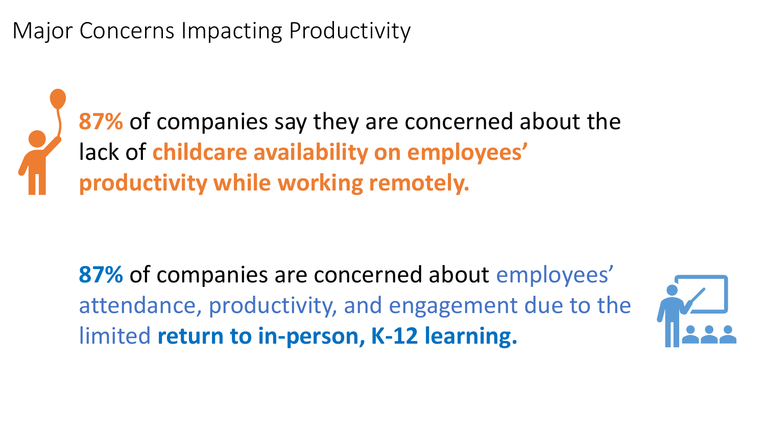# Major Concerns Impacting Productivity

**87%** of companies say they are concerned about the lack of **childcare availability on employees' productivity while working remotely.**

**87%** of companies are concerned about employees' attendance, productivity, and engagement due to the limited **return to in-person, K-12 learning.**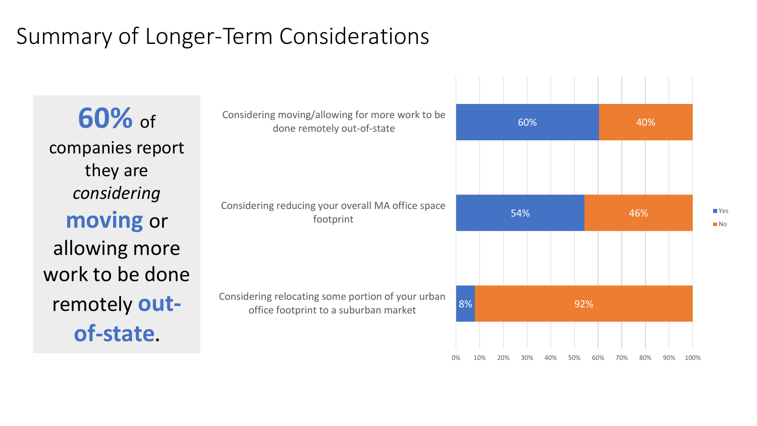# Summary of Longer-Term Considerations

**60%** of companies report they are *considering* **moving** or allowing more work to be done remotely **out-of-state**.

| | Yes | No |
|---|---|---|
| Considering moving/allowing for more work to be done remotely out-of-state | 60% | 40% |
| Considering reducing your overall MA office space footprint | 54% | 46% |
| Considering relocating some portion of your urban office footprint to a suburban market | 8% | 92% |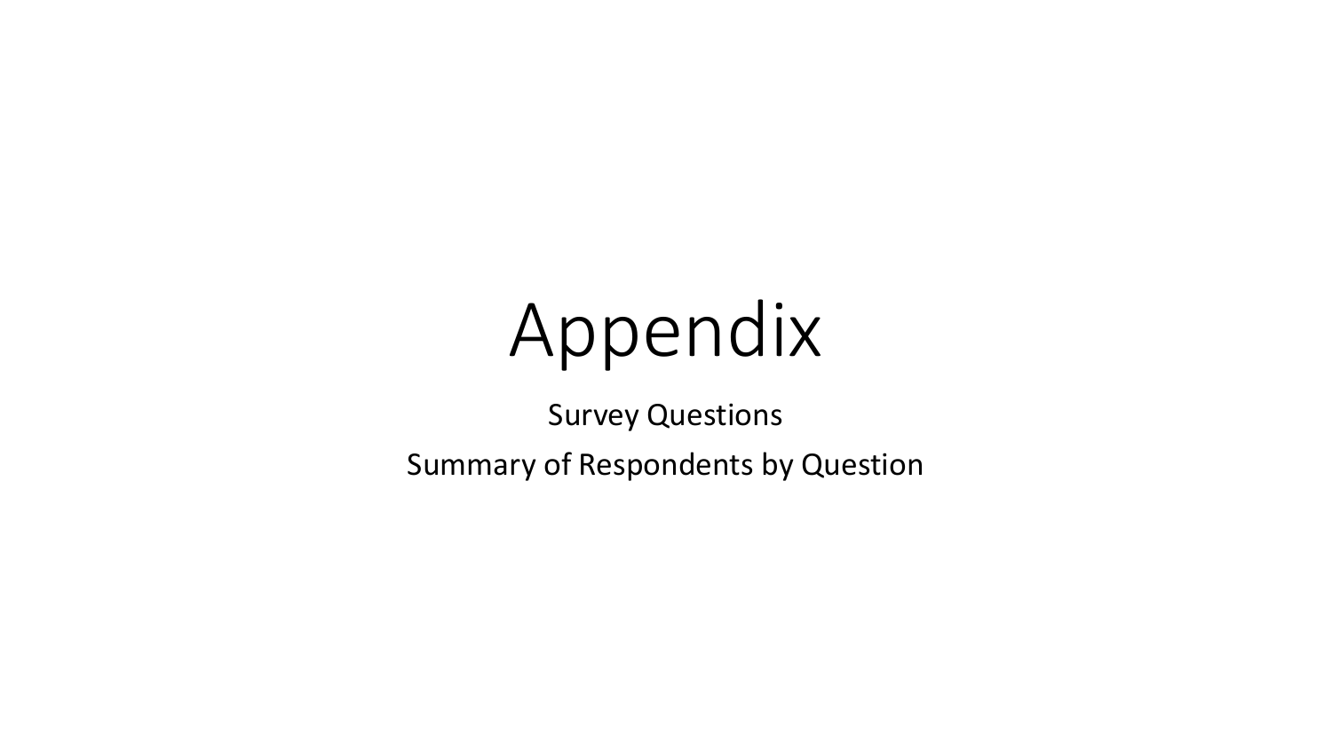# Appendix

Survey Questions

Summary of Respondents by Question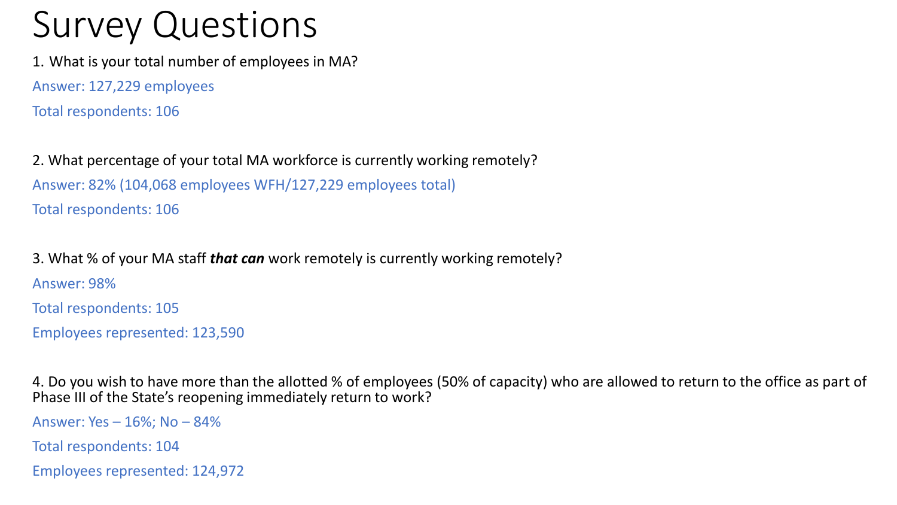# Survey Questions

1. What is your total number of employees in MA?

Answer: 127,229 employees

Total respondents: 106

2. What percentage of your total MA workforce is currently working remotely?

Answer: 82% (104,068 employees WFH/127,229 employees total)

Total respondents: 106

3. What % of your MA staff ***that can*** work remotely is currently working remotely?

Answer: 98%

Total respondents: 105

Employees represented: 123,590

4. Do you wish to have more than the allotted % of employees (50% of capacity) who are allowed to return to the office as part of Phase III of the State's reopening immediately return to work?

Answer: Yes – 16%; No – 84%

Total respondents: 104

Employees represented: 124,972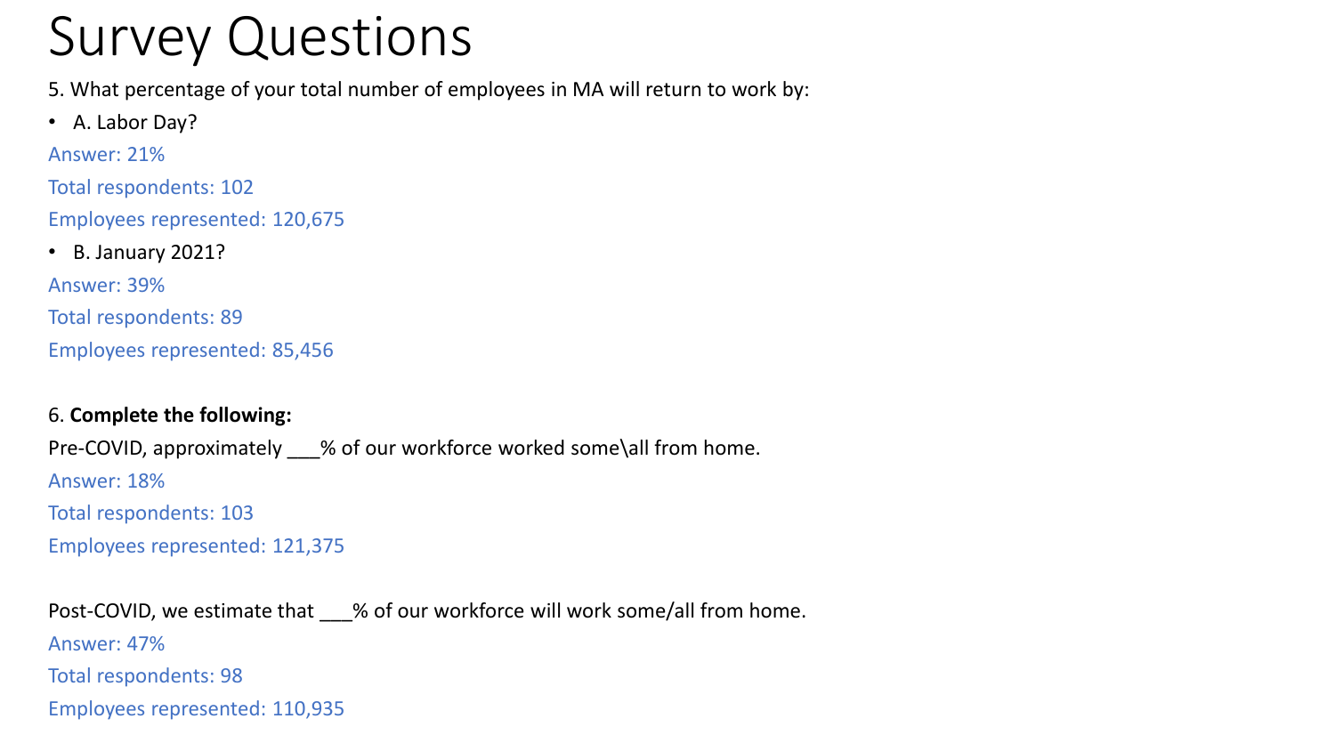# Survey Questions

5. What percentage of your total number of employees in MA will return to work by:

- A. Labor Day?

Answer: 21%

Total respondents: 102

Employees represented: 120,675

- B. January 2021?

Answer: 39%

Total respondents: 89

Employees represented: 85,456

6. **Complete the following:**

Pre-COVID, approximately ___% of our workforce worked some\all from home.

Answer: 18%

Total respondents: 103

Employees represented: 121,375

Post-COVID, we estimate that ___% of our workforce will work some/all from home.

Answer: 47%

Total respondents: 98

Employees represented: 110,935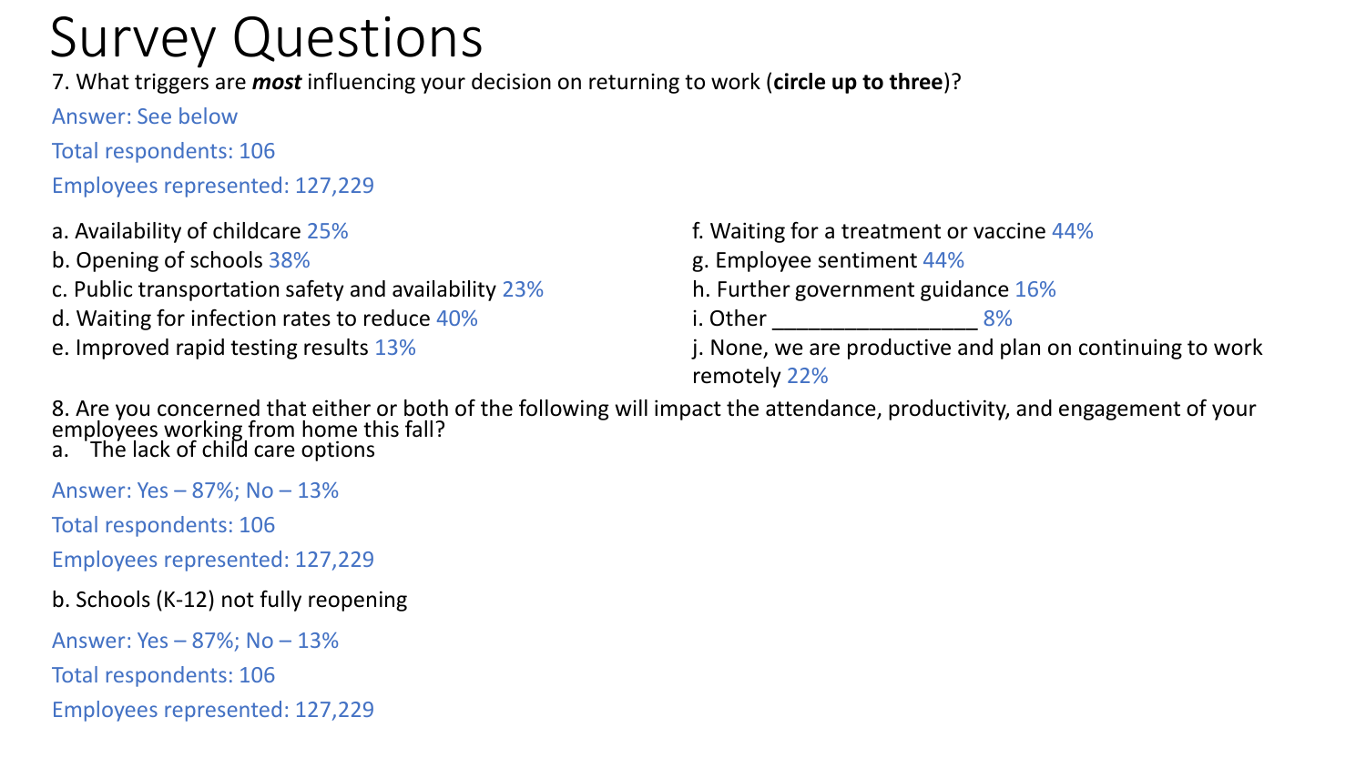# Survey Questions

7. What triggers are ***most*** influencing your decision on returning to work (**circle up to three**)?

Answer: See below

Total respondents: 106

Employees represented: 127,229

a. Availability of childcare 25%

b. Opening of schools 38%

c. Public transportation safety and availability 23%

d. Waiting for infection rates to reduce 40%

e. Improved rapid testing results 13%

f. Waiting for a treatment or vaccine 44%

g. Employee sentiment 44%

h. Further government guidance 16%

i. Other _________________ 8%

j. None, we are productive and plan on continuing to work remotely 22%

8. Are you concerned that either or both of the following will impact the attendance, productivity, and engagement of your employees working from home this fall?

a. The lack of child care options

Answer: Yes – 87%; No – 13%

Total respondents: 106

Employees represented: 127,229

b. Schools (K-12) not fully reopening

Answer: Yes – 87%; No – 13%

Total respondents: 106

Employees represented: 127,229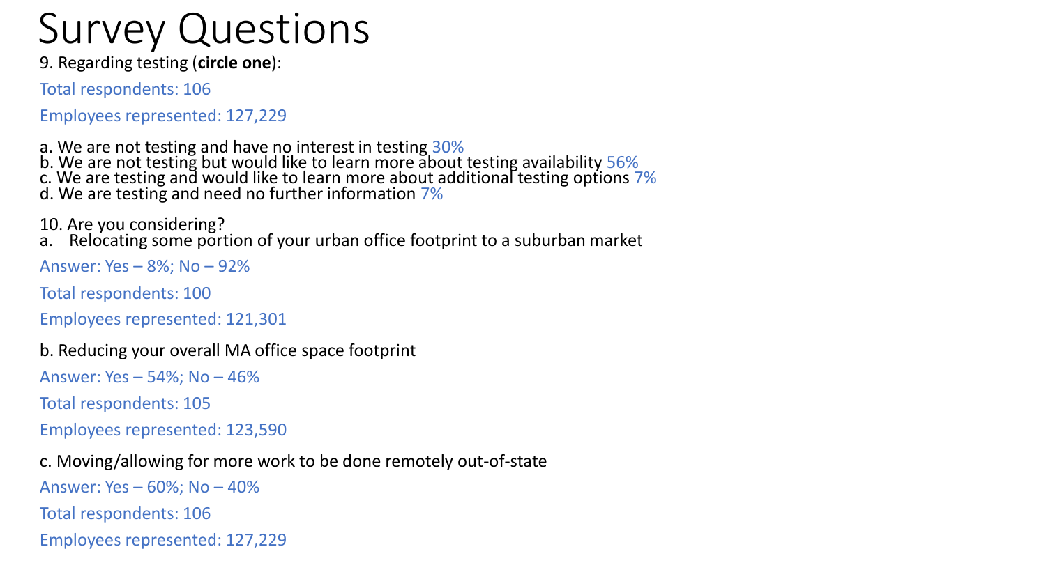# Survey Questions

9. Regarding testing (**circle one**):

Total respondents: 106

Employees represented: 127,229

a. We are not testing and have no interest in testing 30%
b. We are not testing but would like to learn more about testing availability 56%
c. We are testing and would like to learn more about additional testing options 7%
d. We are testing and need no further information 7%

10. Are you considering?

a. Relocating some portion of your urban office footprint to a suburban market

Answer: Yes – 8%; No – 92%

Total respondents: 100

Employees represented: 121,301

b. Reducing your overall MA office space footprint

Answer: Yes – 54%; No – 46%

Total respondents: 105

Employees represented: 123,590

c. Moving/allowing for more work to be done remotely out-of-state

Answer: Yes – 60%; No – 40%

Total respondents: 106

Employees represented: 127,229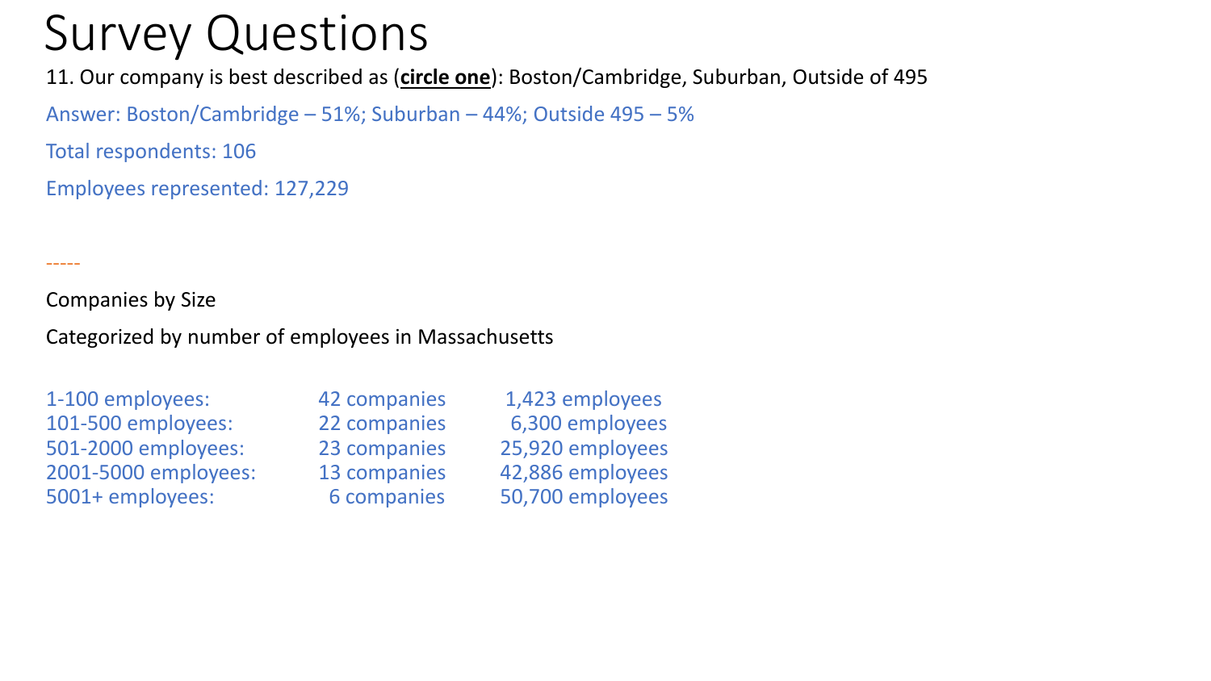# Survey Questions

11. Our company is best described as (**circle one**): Boston/Cambridge, Suburban, Outside of 495

Answer: Boston/Cambridge – 51%; Suburban – 44%; Outside 495 – 5%

Total respondents: 106

Employees represented: 127,229

-----

Companies by Size

Categorized by number of employees in Massachusetts

| | | |
|---|---|---|
| 1-100 employees: | 42 companies | 1,423 employees |
| 101-500 employees: | 22 companies | 6,300 employees |
| 501-2000 employees: | 23 companies | 25,920 employees |
| 2001-5000 employees: | 13 companies | 42,886 employees |
| 5001+ employees: | 6 companies | 50,700 employees |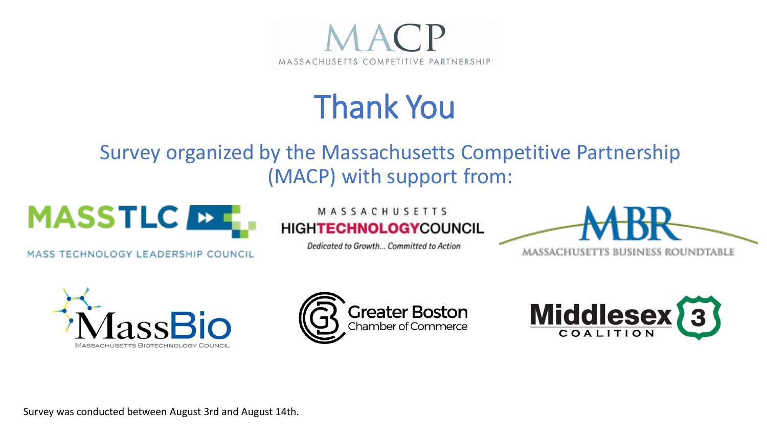MACP

MASSACHUSETTS COMPETITIVE PARTNERSHIP

# Thank You

Survey organized by the Massachusetts Competitive Partnership (MACP) with support from:

MASSTLC

MASS TECHNOLOGY LEADERSHIP COUNCIL

MASSACHUSETTS HIGHTECHNOLOGYCOUNCIL

*Dedicated to Growth... Committed to Action*

MBR

MASSACHUSETTS BUSINESS ROUNDTABLE

MassBio

MASSACHUSETTS BIOTECHNOLOGY COUNCIL

Greater Boston Chamber of Commerce

Middlesex 3 COALITION

Survey was conducted between August 3rd and August 14th.